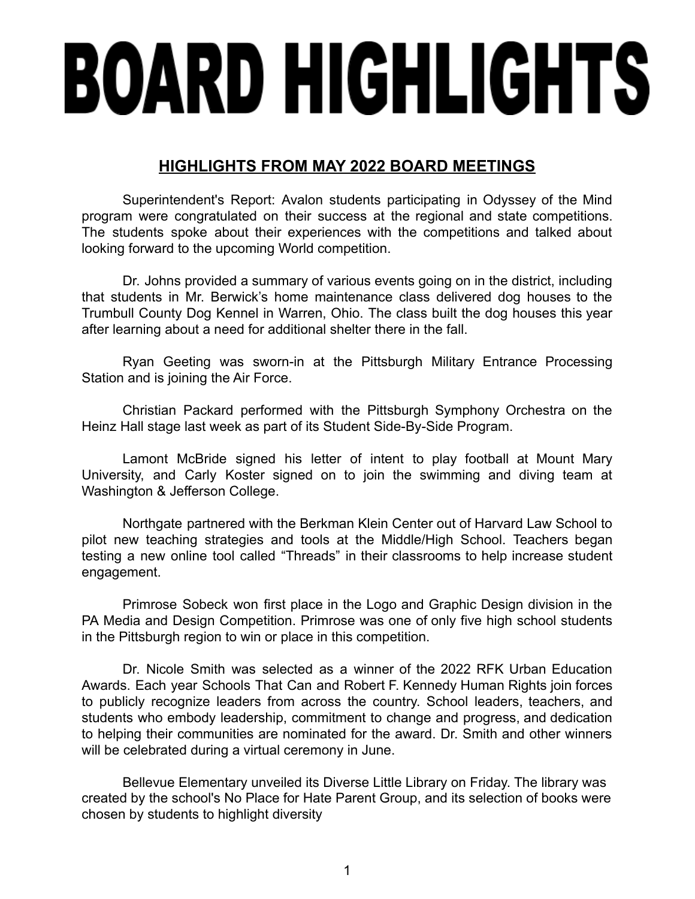# BOARD HIGHLIGHTS

## HIGHLIGHTS FROM MAY 2022 BOARD MEETINGS

Superintendent's Report: Avalon students participating in Odyssey of the Mind program were congratulated on their success at the regional and state competitions. The students spoke about their experiences with the competitions and talked about looking forward to the upcoming World competition.

Dr. Johns provided a summary of various events going on in the district, including that students in Mr. Berwick's home maintenance class delivered dog houses to the Trumbull County Dog Kennel in Warren, Ohio. The class built the dog houses this year after learning about a need for additional shelter there in the fall.

Ryan Geeting was sworn-in at the Pittsburgh Military Entrance Processing Station and is joining the Air Force.

Christian Packard performed with the Pittsburgh Symphony Orchestra on the Heinz Hall stage last week as part of its Student Side-By-Side Program.

Lamont McBride signed his letter of intent to play football at Mount Mary University, and Carly Koster signed on to join the swimming and diving team at Washington & Jefferson College.

Northgate partnered with the Berkman Klein Center out of Harvard Law School to pilot new teaching strategies and tools at the Middle/High School. Teachers began testing a new online tool called "Threads" in their classrooms to help increase student engagement.

Primrose Sobeck won first place in the Logo and Graphic Design division in the PA Media and Design Competition. Primrose was one of only five high school students in the Pittsburgh region to win or place in this competition.

Dr. Nicole Smith was selected as a winner of the 2022 RFK Urban Education Awards. Each year Schools That Can and Robert F. Kennedy Human Rights join forces to publicly recognize leaders from across the country. School leaders, teachers, and students who embody leadership, commitment to change and progress, and dedication to helping their communities are nominated for the award. Dr. Smith and other winners will be celebrated during a virtual ceremony in June.

Bellevue Elementary unveiled its Diverse Little Library on Friday. The library was created by the school's No Place for Hate Parent Group, and its selection of books were chosen by students to highlight diversity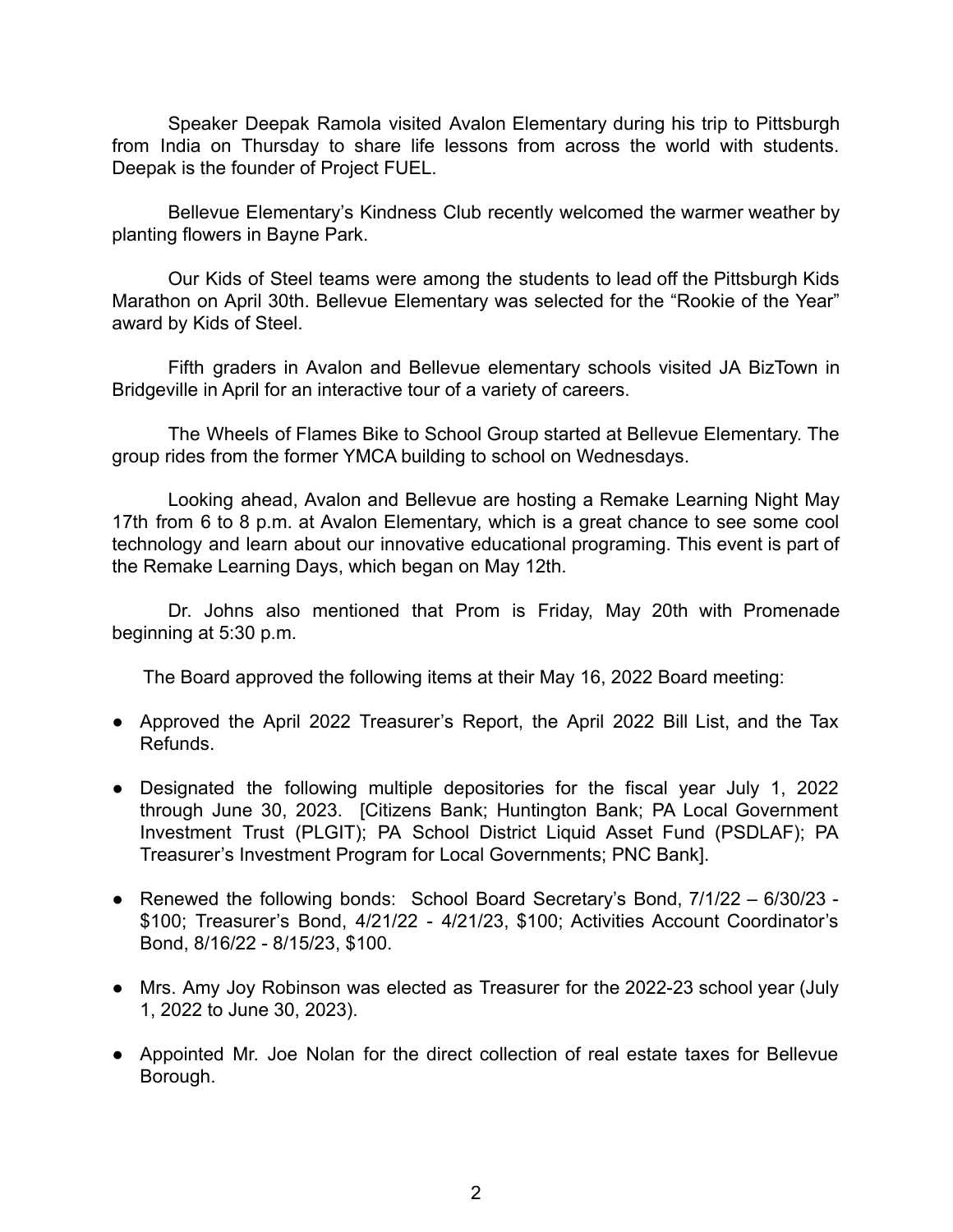Speaker Deepak Ramola visited Avalon Elementary during his trip to Pittsburgh from India on Thursday to share life lessons from across the world with students. Deepak is the founder of Project FUEL.

Bellevue Elementary's Kindness Club recently welcomed the warmer weather by planting flowers in Bayne Park.

Our Kids of Steel teams were among the students to lead off the Pittsburgh Kids Marathon on April 30th. Bellevue Elementary was selected for the "Rookie of the Year" award by Kids of Steel.

Fifth graders in Avalon and Bellevue elementary schools visited JA BizTown in Bridgeville in April for an interactive tour of a variety of careers.

The Wheels of Flames Bike to School Group started at Bellevue Elementary. The group rides from the former YMCA building to school on Wednesdays.

Looking ahead, Avalon and Bellevue are hosting a Remake Learning Night May 17th from 6 to 8 p.m. at Avalon Elementary, which is a great chance to see some cool technology and learn about our innovative educational programing. This event is part of the Remake Learning Days, which began on May 12th.

Dr. Johns also mentioned that Prom is Friday, May 20th with Promenade beginning at 5:30 p.m.

The Board approved the following items at their May 16, 2022 Board meeting:

- Approved the April 2022 Treasurer's Report, the April 2022 Bill List, and the Tax Refunds.
- Designated the following multiple depositories for the fiscal year July 1, 2022 through June 30, 2023. [Citizens Bank; Huntington Bank; PA Local Government Investment Trust (PLGIT); PA School District Liquid Asset Fund (PSDLAF); PA Treasurer's Investment Program for Local Governments; PNC Bank].
- Renewed the following bonds: School Board Secretary's Bond, 7/1/22 – 6/30/23 - $100; Treasurer's Bond, 4/21/22 - 4/21/23, $100; Activities Account Coordinator's Bond, 8/16/22 - 8/15/23, $100.
- Mrs. Amy Joy Robinson was elected as Treasurer for the 2022-23 school year (July 1, 2022 to June 30, 2023).
- Appointed Mr. Joe Nolan for the direct collection of real estate taxes for Bellevue Borough.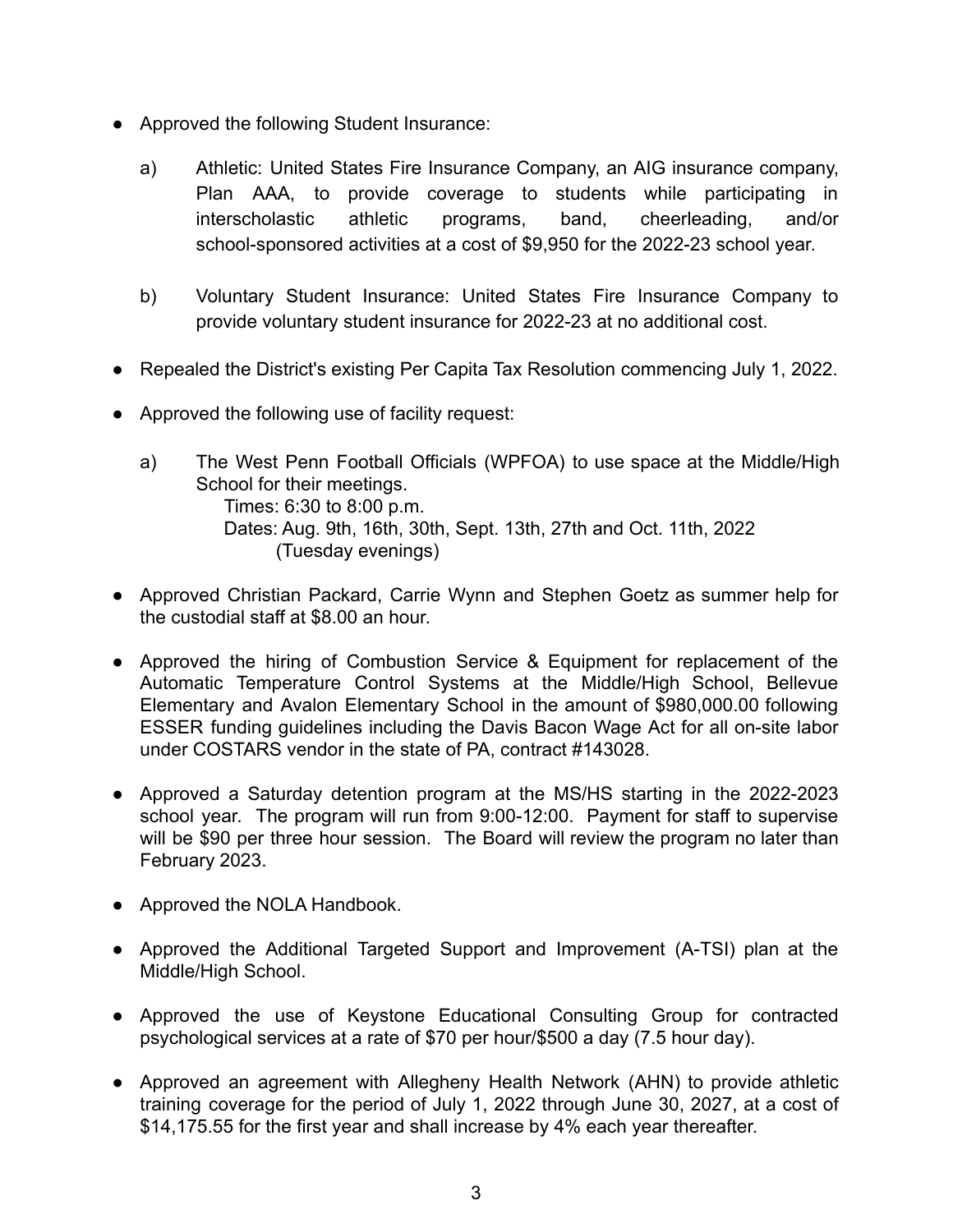- Approved the following Student Insurance:

  a) Athletic: United States Fire Insurance Company, an AIG insurance company, Plan AAA, to provide coverage to students while participating in interscholastic athletic programs, band, cheerleading, and/or school-sponsored activities at a cost of $9,950 for the 2022-23 school year.

  b) Voluntary Student Insurance: United States Fire Insurance Company to provide voluntary student insurance for 2022-23 at no additional cost.

- Repealed the District's existing Per Capita Tax Resolution commencing July 1, 2022.

- Approved the following use of facility request:

  a) The West Penn Football Officials (WPFOA) to use space at the Middle/High School for their meetings.
     Times: 6:30 to 8:00 p.m.
     Dates: Aug. 9th, 16th, 30th, Sept. 13th, 27th and Oct. 11th, 2022
     (Tuesday evenings)

- Approved Christian Packard, Carrie Wynn and Stephen Goetz as summer help for the custodial staff at $8.00 an hour.

- Approved the hiring of Combustion Service & Equipment for replacement of the Automatic Temperature Control Systems at the Middle/High School, Bellevue Elementary and Avalon Elementary School in the amount of $980,000.00 following ESSER funding guidelines including the Davis Bacon Wage Act for all on-site labor under COSTARS vendor in the state of PA, contract #143028.

- Approved a Saturday detention program at the MS/HS starting in the 2022-2023 school year. The program will run from 9:00-12:00. Payment for staff to supervise will be $90 per three hour session. The Board will review the program no later than February 2023.

- Approved the NOLA Handbook.

- Approved the Additional Targeted Support and Improvement (A-TSI) plan at the Middle/High School.

- Approved the use of Keystone Educational Consulting Group for contracted psychological services at a rate of $70 per hour/$500 a day (7.5 hour day).

- Approved an agreement with Allegheny Health Network (AHN) to provide athletic training coverage for the period of July 1, 2022 through June 30, 2027, at a cost of $14,175.55 for the first year and shall increase by 4% each year thereafter.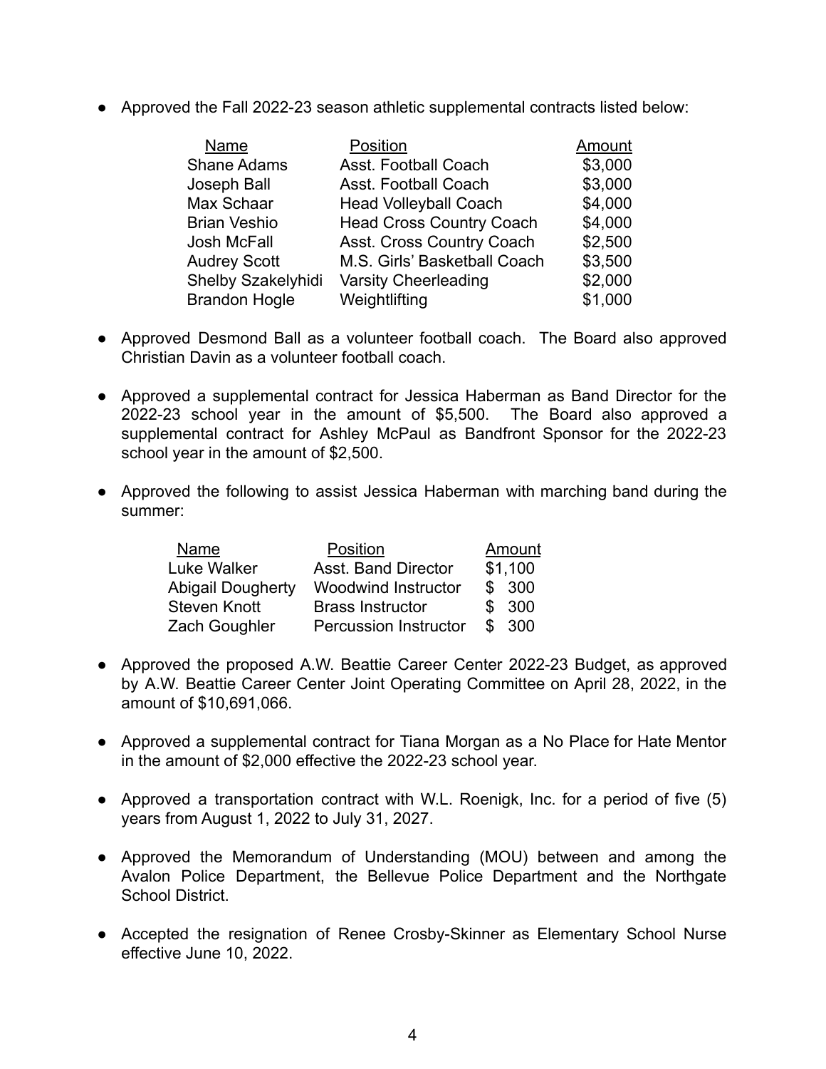- Approved the Fall 2022-23 season athletic supplemental contracts listed below:

| Name | Position | Amount |
|---|---|---|
| Shane Adams | Asst. Football Coach | $3,000 |
| Joseph Ball | Asst. Football Coach | $3,000 |
| Max Schaar | Head Volleyball Coach | $4,000 |
| Brian Veshio | Head Cross Country Coach | $4,000 |
| Josh McFall | Asst. Cross Country Coach | $2,500 |
| Audrey Scott | M.S. Girls' Basketball Coach | $3,500 |
| Shelby Szakelyhidi | Varsity Cheerleading | $2,000 |
| Brandon Hogle | Weightlifting | $1,000 |

- Approved Desmond Ball as a volunteer football coach. The Board also approved Christian Davin as a volunteer football coach.

- Approved a supplemental contract for Jessica Haberman as Band Director for the 2022-23 school year in the amount of $5,500. The Board also approved a supplemental contract for Ashley McPaul as Bandfront Sponsor for the 2022-23 school year in the amount of $2,500.

- Approved the following to assist Jessica Haberman with marching band during the summer:

| Name | Position | Amount |
|---|---|---|
| Luke Walker | Asst. Band Director | $1,100 |
| Abigail Dougherty | Woodwind Instructor | $ 300 |
| Steven Knott | Brass Instructor | $ 300 |
| Zach Goughler | Percussion Instructor | $ 300 |

- Approved the proposed A.W. Beattie Career Center 2022-23 Budget, as approved by A.W. Beattie Career Center Joint Operating Committee on April 28, 2022, in the amount of $10,691,066.

- Approved a supplemental contract for Tiana Morgan as a No Place for Hate Mentor in the amount of $2,000 effective the 2022-23 school year.

- Approved a transportation contract with W.L. Roenigk, Inc. for a period of five (5) years from August 1, 2022 to July 31, 2027.

- Approved the Memorandum of Understanding (MOU) between and among the Avalon Police Department, the Bellevue Police Department and the Northgate School District.

- Accepted the resignation of Renee Crosby-Skinner as Elementary School Nurse effective June 10, 2022.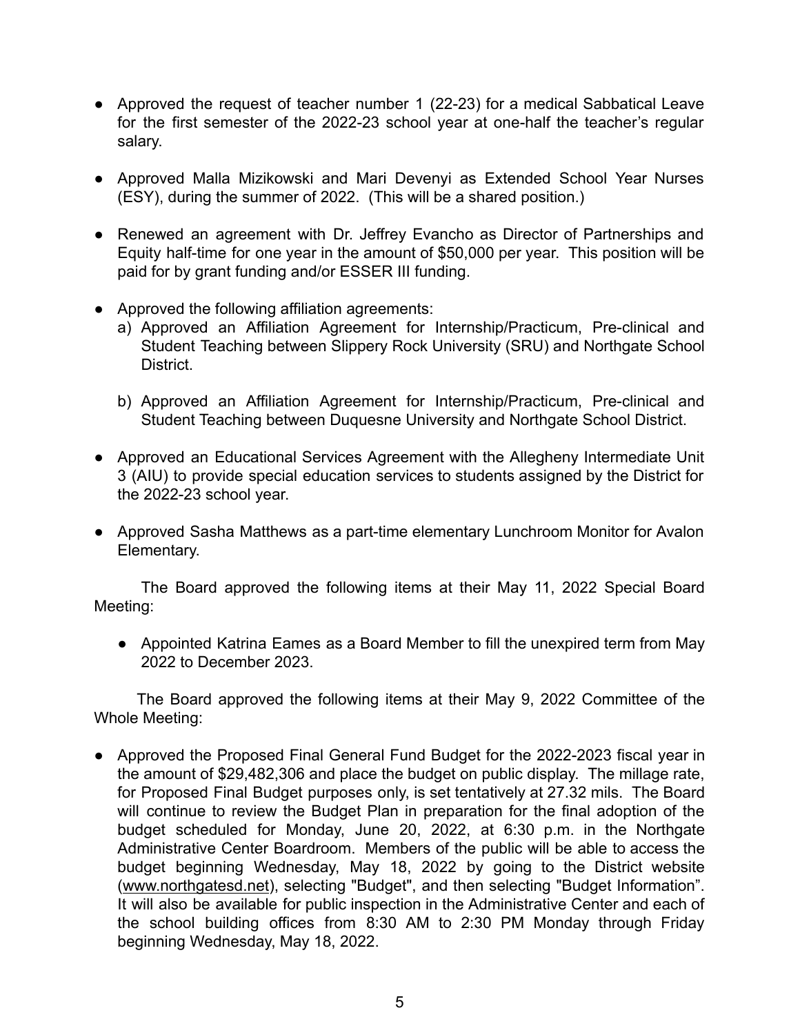- Approved the request of teacher number 1 (22-23) for a medical Sabbatical Leave for the first semester of the 2022-23 school year at one-half the teacher's regular salary.

- Approved Malla Mizikowski and Mari Devenyi as Extended School Year Nurses (ESY), during the summer of 2022. (This will be a shared position.)

- Renewed an agreement with Dr. Jeffrey Evancho as Director of Partnerships and Equity half-time for one year in the amount of $50,000 per year. This position will be paid for by grant funding and/or ESSER III funding.

- Approved the following affiliation agreements:
  a) Approved an Affiliation Agreement for Internship/Practicum, Pre-clinical and Student Teaching between Slippery Rock University (SRU) and Northgate School District.

  b) Approved an Affiliation Agreement for Internship/Practicum, Pre-clinical and Student Teaching between Duquesne University and Northgate School District.

- Approved an Educational Services Agreement with the Allegheny Intermediate Unit 3 (AIU) to provide special education services to students assigned by the District for the 2022-23 school year.

- Approved Sasha Matthews as a part-time elementary Lunchroom Monitor for Avalon Elementary.

The Board approved the following items at their May 11, 2022 Special Board Meeting:

- Appointed Katrina Eames as a Board Member to fill the unexpired term from May 2022 to December 2023.

The Board approved the following items at their May 9, 2022 Committee of the Whole Meeting:

- Approved the Proposed Final General Fund Budget for the 2022-2023 fiscal year in the amount of $29,482,306 and place the budget on public display. The millage rate, for Proposed Final Budget purposes only, is set tentatively at 27.32 mils. The Board will continue to review the Budget Plan in preparation for the final adoption of the budget scheduled for Monday, June 20, 2022, at 6:30 p.m. in the Northgate Administrative Center Boardroom. Members of the public will be able to access the budget beginning Wednesday, May 18, 2022 by going to the District website (www.northgatesd.net), selecting "Budget", and then selecting "Budget Information". It will also be available for public inspection in the Administrative Center and each of the school building offices from 8:30 AM to 2:30 PM Monday through Friday beginning Wednesday, May 18, 2022.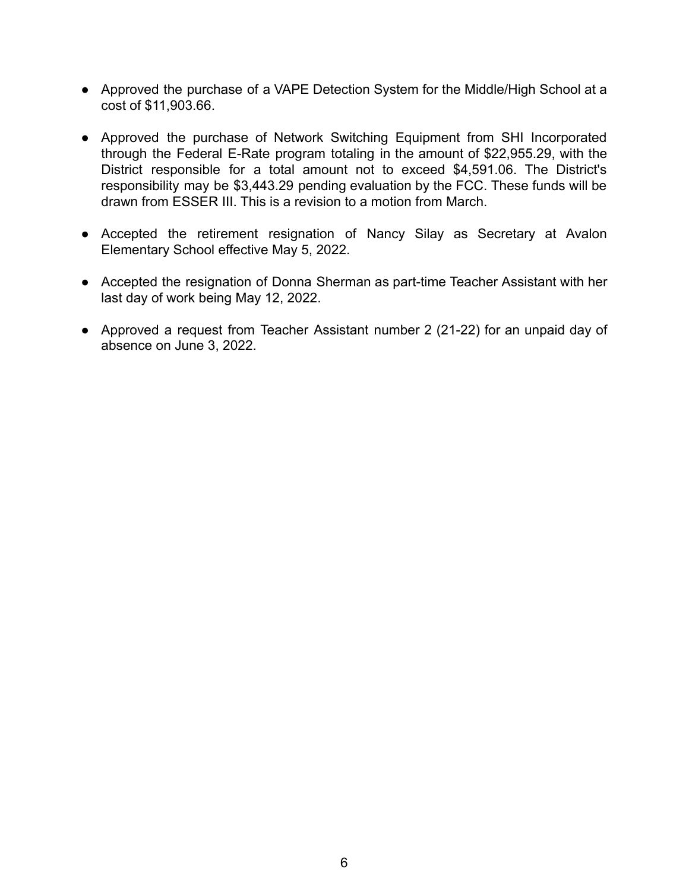- Approved the purchase of a VAPE Detection System for the Middle/High School at a cost of $11,903.66.

- Approved the purchase of Network Switching Equipment from SHI Incorporated through the Federal E-Rate program totaling in the amount of $22,955.29, with the District responsible for a total amount not to exceed $4,591.06. The District's responsibility may be $3,443.29 pending evaluation by the FCC. These funds will be drawn from ESSER III. This is a revision to a motion from March.

- Accepted the retirement resignation of Nancy Silay as Secretary at Avalon Elementary School effective May 5, 2022.

- Accepted the resignation of Donna Sherman as part-time Teacher Assistant with her last day of work being May 12, 2022.

- Approved a request from Teacher Assistant number 2 (21-22) for an unpaid day of absence on June 3, 2022.